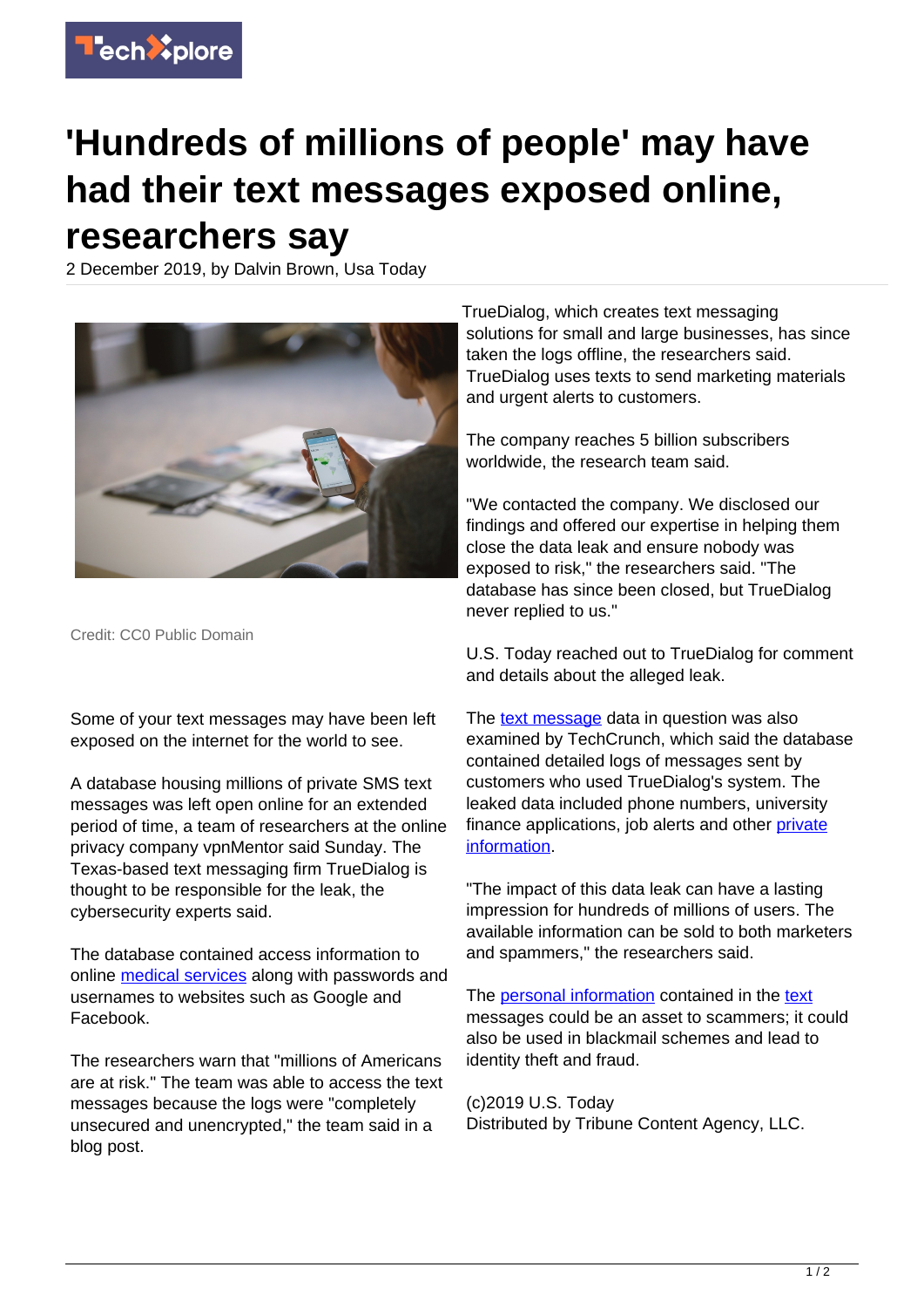# 'Hundreds of millions of people' may have had their text messages exposed online, researchers say

2 December 2019, by Dalvin Brown, Usa Today

Credit: CC0 Public Domain

Some of your text messages may have been left exposed on the internet for the world to see.

A database housing millions of private SMS text messages was left open online for an extended period of time, a team of researchers at the online privacy company vpnMentor said Sunday. The Texas-based text messaging firm TrueDialog is thought to be responsible for the leak, the cybersecurity experts said.

The database contained access information to online medical services along with passwords and usernames to websites such as Google and Facebook.

The researchers warn that "millions of Americans are at risk." The team was able to access the text messages because the logs were "completely unsecured and unencrypted," the team said in a blog post.

TrueDialog, which creates text messaging solutions for small and large businesses, has since taken the logs offline, the researchers said. TrueDialog uses texts to send marketing materials and urgent alerts to customers.

The company reaches 5 billion subscribers worldwide, the research team said.

"We contacted the company. We disclosed our findings and offered our expertise in helping them close the data leak and ensure nobody was exposed to risk," the researchers said. "The database has since been closed, but TrueDialog never replied to us."

U.S. Today reached out to TrueDialog for comment and details about the alleged leak.

The text message data in question was also examined by TechCrunch, which said the database contained detailed logs of messages sent by customers who used TrueDialog's system. The leaked data included phone numbers, university finance applications, job alerts and other private information.

"The impact of this data leak can have a lasting impression for hundreds of millions of users. The available information can be sold to both marketers and spammers," the researchers said.

The personal information contained in the text messages could be an asset to scammers; it could also be used in blackmail schemes and lead to identity theft and fraud.

(c)2019 U.S. Today
Distributed by Tribune Content Agency, LLC.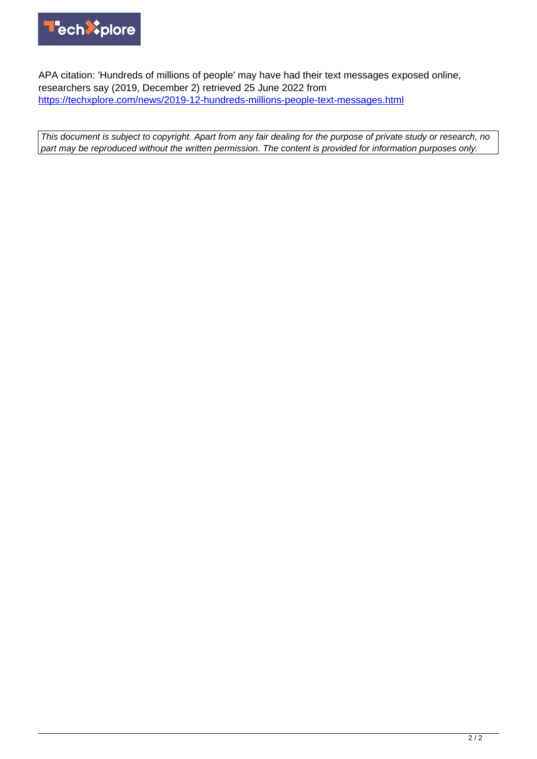APA citation: 'Hundreds of millions of people' may have had their text messages exposed online, researchers say (2019, December 2) retrieved 25 June 2022 from https://techxplore.com/news/2019-12-hundreds-millions-people-text-messages.html

*This document is subject to copyright. Apart from any fair dealing for the purpose of private study or research, no part may be reproduced without the written permission. The content is provided for information purposes only.*